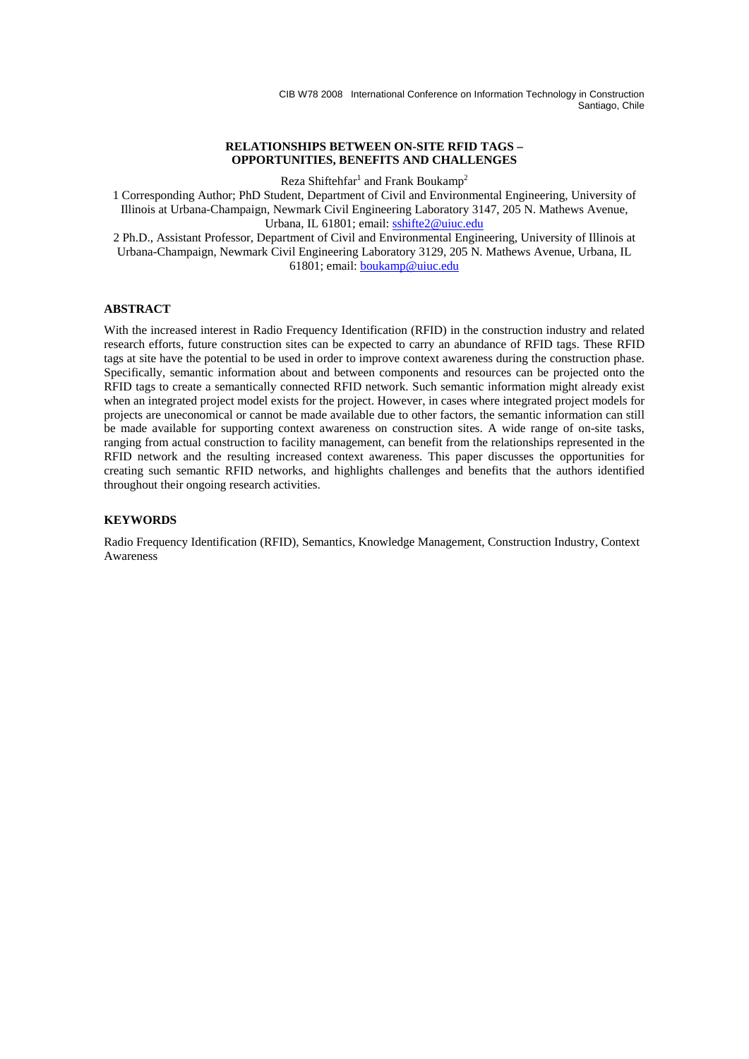# RELATIONSHIPS BETWEEN ON-SITE RFID TAGS – OPPORTUNITIES, BENEFITS AND CHALLENGES

Reza Shiftehfar[1] and Frank Boukamp[2]

1 Corresponding Author; PhD Student, Department of Civil and Environmental Engineering, University of Illinois at Urbana-Champaign, Newmark Civil Engineering Laboratory 3147, 205 N. Mathews Avenue, Urbana, IL 61801; email: sshifte2@uiuc.edu

2 Ph.D., Assistant Professor, Department of Civil and Environmental Engineering, University of Illinois at Urbana-Champaign, Newmark Civil Engineering Laboratory 3129, 205 N. Mathews Avenue, Urbana, IL 61801; email: boukamp@uiuc.edu

## ABSTRACT

With the increased interest in Radio Frequency Identification (RFID) in the construction industry and related research efforts, future construction sites can be expected to carry an abundance of RFID tags. These RFID tags at site have the potential to be used in order to improve context awareness during the construction phase. Specifically, semantic information about and between components and resources can be projected onto the RFID tags to create a semantically connected RFID network. Such semantic information might already exist when an integrated project model exists for the project. However, in cases where integrated project models for projects are uneconomical or cannot be made available due to other factors, the semantic information can still be made available for supporting context awareness on construction sites. A wide range of on-site tasks, ranging from actual construction to facility management, can benefit from the relationships represented in the RFID network and the resulting increased context awareness. This paper discusses the opportunities for creating such semantic RFID networks, and highlights challenges and benefits that the authors identified throughout their ongoing research activities.

## KEYWORDS

Radio Frequency Identification (RFID), Semantics, Knowledge Management, Construction Industry, Context Awareness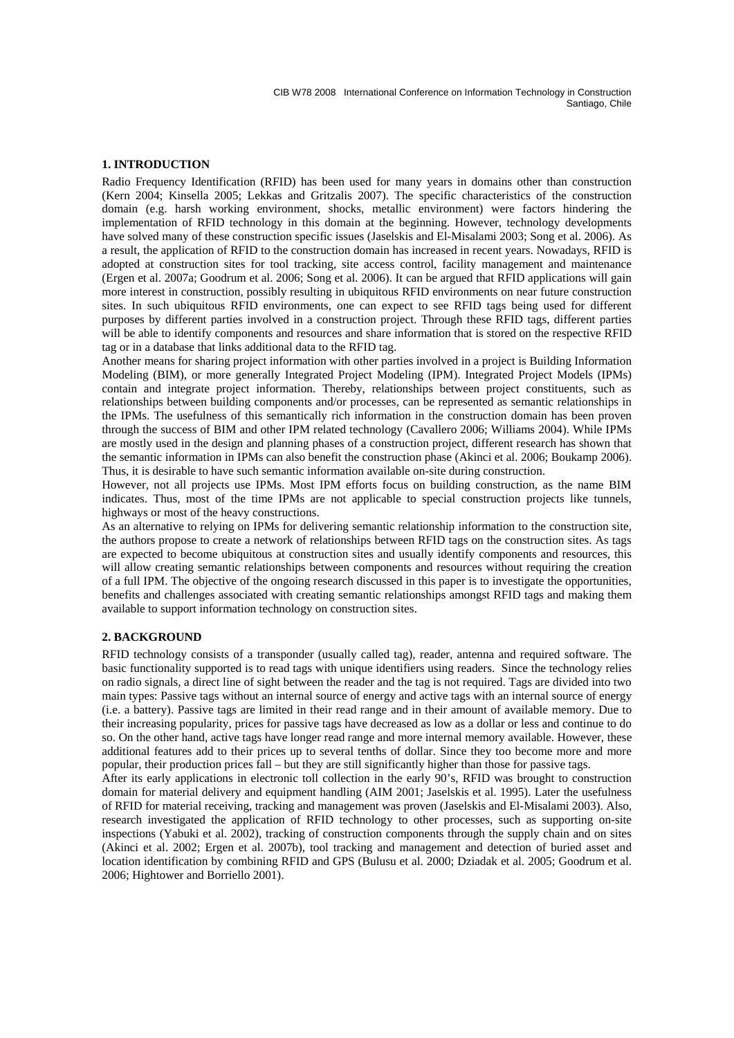## 1. INTRODUCTION

Radio Frequency Identification (RFID) has been used for many years in domains other than construction (Kern 2004; Kinsella 2005; Lekkas and Gritzalis 2007). The specific characteristics of the construction domain (e.g. harsh working environment, shocks, metallic environment) were factors hindering the implementation of RFID technology in this domain at the beginning. However, technology developments have solved many of these construction specific issues (Jaselskis and El-Misalami 2003; Song et al. 2006). As a result, the application of RFID to the construction domain has increased in recent years. Nowadays, RFID is adopted at construction sites for tool tracking, site access control, facility management and maintenance (Ergen et al. 2007a; Goodrum et al. 2006; Song et al. 2006). It can be argued that RFID applications will gain more interest in construction, possibly resulting in ubiquitous RFID environments on near future construction sites. In such ubiquitous RFID environments, one can expect to see RFID tags being used for different purposes by different parties involved in a construction project. Through these RFID tags, different parties will be able to identify components and resources and share information that is stored on the respective RFID tag or in a database that links additional data to the RFID tag.

Another means for sharing project information with other parties involved in a project is Building Information Modeling (BIM), or more generally Integrated Project Modeling (IPM). Integrated Project Models (IPMs) contain and integrate project information. Thereby, relationships between project constituents, such as relationships between building components and/or processes, can be represented as semantic relationships in the IPMs. The usefulness of this semantically rich information in the construction domain has been proven through the success of BIM and other IPM related technology (Cavallero 2006; Williams 2004). While IPMs are mostly used in the design and planning phases of a construction project, different research has shown that the semantic information in IPMs can also benefit the construction phase (Akinci et al. 2006; Boukamp 2006). Thus, it is desirable to have such semantic information available on-site during construction.

However, not all projects use IPMs. Most IPM efforts focus on building construction, as the name BIM indicates. Thus, most of the time IPMs are not applicable to special construction projects like tunnels, highways or most of the heavy constructions.

As an alternative to relying on IPMs for delivering semantic relationship information to the construction site, the authors propose to create a network of relationships between RFID tags on the construction sites. As tags are expected to become ubiquitous at construction sites and usually identify components and resources, this will allow creating semantic relationships between components and resources without requiring the creation of a full IPM. The objective of the ongoing research discussed in this paper is to investigate the opportunities, benefits and challenges associated with creating semantic relationships amongst RFID tags and making them available to support information technology on construction sites.

## 2. BACKGROUND

RFID technology consists of a transponder (usually called tag), reader, antenna and required software. The basic functionality supported is to read tags with unique identifiers using readers. Since the technology relies on radio signals, a direct line of sight between the reader and the tag is not required. Tags are divided into two main types: Passive tags without an internal source of energy and active tags with an internal source of energy (i.e. a battery). Passive tags are limited in their read range and in their amount of available memory. Due to their increasing popularity, prices for passive tags have decreased as low as a dollar or less and continue to do so. On the other hand, active tags have longer read range and more internal memory available. However, these additional features add to their prices up to several tenths of dollar. Since they too become more and more popular, their production prices fall – but they are still significantly higher than those for passive tags.

After its early applications in electronic toll collection in the early 90's, RFID was brought to construction domain for material delivery and equipment handling (AIM 2001; Jaselskis et al. 1995). Later the usefulness of RFID for material receiving, tracking and management was proven (Jaselskis and El-Misalami 2003). Also, research investigated the application of RFID technology to other processes, such as supporting on-site inspections (Yabuki et al. 2002), tracking of construction components through the supply chain and on sites (Akinci et al. 2002; Ergen et al. 2007b), tool tracking and management and detection of buried asset and location identification by combining RFID and GPS (Bulusu et al. 2000; Dziadak et al. 2005; Goodrum et al. 2006; Hightower and Borriello 2001).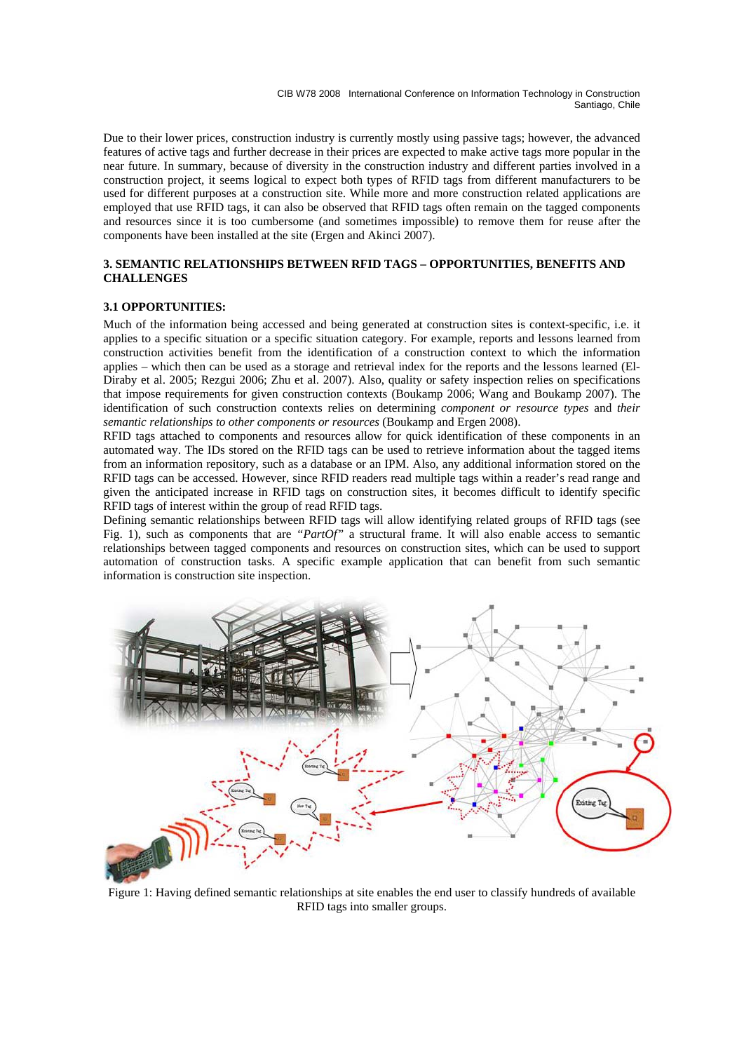Due to their lower prices, construction industry is currently mostly using passive tags; however, the advanced features of active tags and further decrease in their prices are expected to make active tags more popular in the near future. In summary, because of diversity in the construction industry and different parties involved in a construction project, it seems logical to expect both types of RFID tags from different manufacturers to be used for different purposes at a construction site. While more and more construction related applications are employed that use RFID tags, it can also be observed that RFID tags often remain on the tagged components and resources since it is too cumbersome (and sometimes impossible) to remove them for reuse after the components have been installed at the site (Ergen and Akinci 2007).

## 3. SEMANTIC RELATIONSHIPS BETWEEN RFID TAGS – OPPORTUNITIES, BENEFITS AND CHALLENGES

### 3.1 OPPORTUNITIES:

Much of the information being accessed and being generated at construction sites is context-specific, i.e. it applies to a specific situation or a specific situation category. For example, reports and lessons learned from construction activities benefit from the identification of a construction context to which the information applies – which then can be used as a storage and retrieval index for the reports and the lessons learned (El-Diraby et al. 2005; Rezgui 2006; Zhu et al. 2007). Also, quality or safety inspection relies on specifications that impose requirements for given construction contexts (Boukamp 2006; Wang and Boukamp 2007). The identification of such construction contexts relies on determining *component or resource types* and *their semantic relationships to other components or resources* (Boukamp and Ergen 2008).

RFID tags attached to components and resources allow for quick identification of these components in an automated way. The IDs stored on the RFID tags can be used to retrieve information about the tagged items from an information repository, such as a database or an IPM. Also, any additional information stored on the RFID tags can be accessed. However, since RFID readers read multiple tags within a reader's read range and given the anticipated increase in RFID tags on construction sites, it becomes difficult to identify specific RFID tags of interest within the group of read RFID tags.

Defining semantic relationships between RFID tags will allow identifying related groups of RFID tags (see Fig. 1), such as components that are *"PartOf"* a structural frame. It will also enable access to semantic relationships between tagged components and resources on construction sites, which can be used to support automation of construction tasks. A specific example application that can benefit from such semantic information is construction site inspection.

Figure 1: Having defined semantic relationships at site enables the end user to classify hundreds of available RFID tags into smaller groups.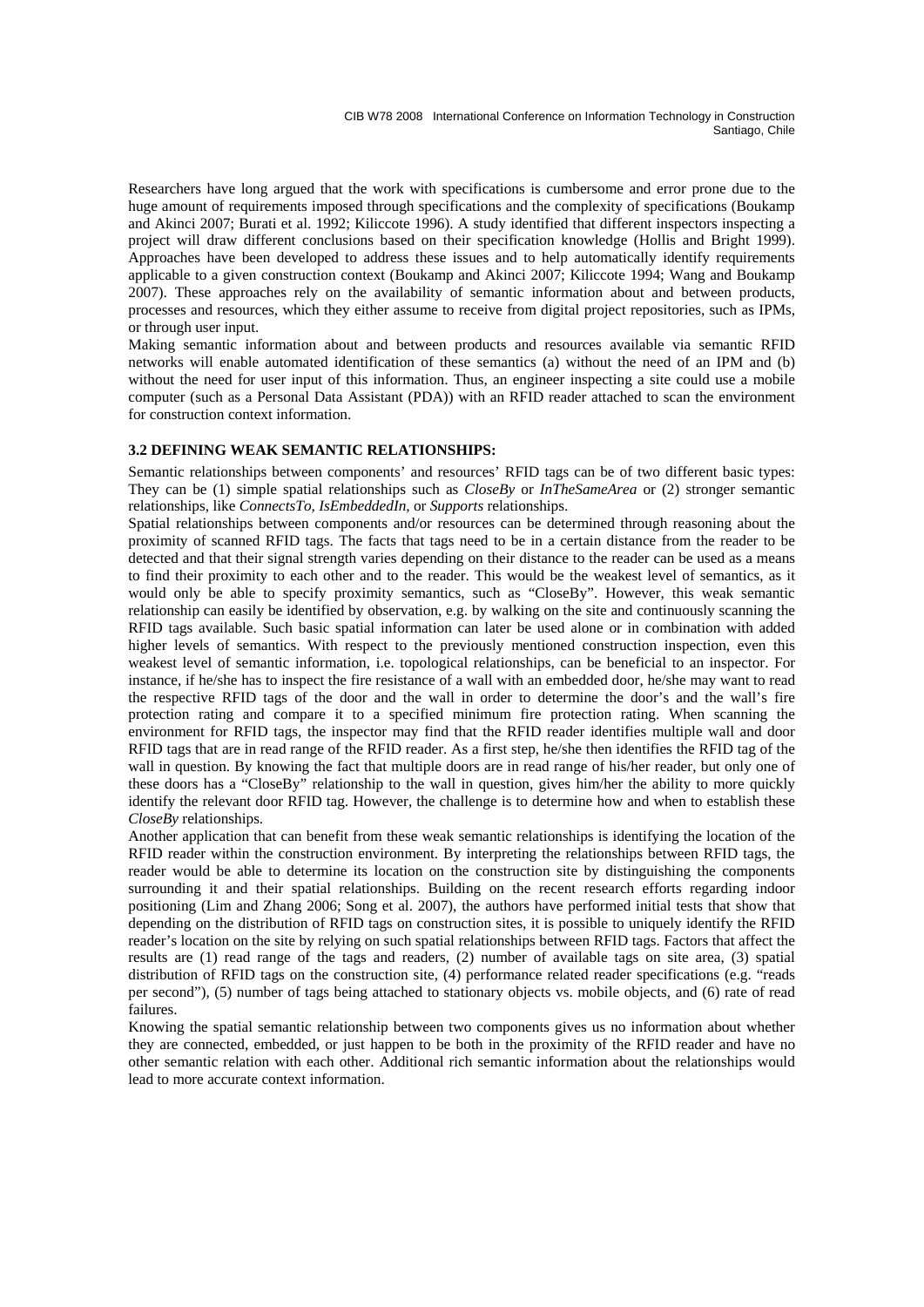Researchers have long argued that the work with specifications is cumbersome and error prone due to the huge amount of requirements imposed through specifications and the complexity of specifications (Boukamp and Akinci 2007; Burati et al. 1992; Kiliccote 1996). A study identified that different inspectors inspecting a project will draw different conclusions based on their specification knowledge (Hollis and Bright 1999). Approaches have been developed to address these issues and to help automatically identify requirements applicable to a given construction context (Boukamp and Akinci 2007; Kiliccote 1994; Wang and Boukamp 2007). These approaches rely on the availability of semantic information about and between products, processes and resources, which they either assume to receive from digital project repositories, such as IPMs, or through user input.

Making semantic information about and between products and resources available via semantic RFID networks will enable automated identification of these semantics (a) without the need of an IPM and (b) without the need for user input of this information. Thus, an engineer inspecting a site could use a mobile computer (such as a Personal Data Assistant (PDA)) with an RFID reader attached to scan the environment for construction context information.

### 3.2 DEFINING WEAK SEMANTIC RELATIONSHIPS:

Semantic relationships between components' and resources' RFID tags can be of two different basic types: They can be (1) simple spatial relationships such as *CloseBy* or *InTheSameArea* or (2) stronger semantic relationships, like *ConnectsTo, IsEmbeddedIn,* or *Supports* relationships.

Spatial relationships between components and/or resources can be determined through reasoning about the proximity of scanned RFID tags. The facts that tags need to be in a certain distance from the reader to be detected and that their signal strength varies depending on their distance to the reader can be used as a means to find their proximity to each other and to the reader. This would be the weakest level of semantics, as it would only be able to specify proximity semantics, such as "CloseBy". However, this weak semantic relationship can easily be identified by observation, e.g. by walking on the site and continuously scanning the RFID tags available. Such basic spatial information can later be used alone or in combination with added higher levels of semantics. With respect to the previously mentioned construction inspection, even this weakest level of semantic information, i.e. topological relationships, can be beneficial to an inspector. For instance, if he/she has to inspect the fire resistance of a wall with an embedded door, he/she may want to read the respective RFID tags of the door and the wall in order to determine the door's and the wall's fire protection rating and compare it to a specified minimum fire protection rating. When scanning the environment for RFID tags, the inspector may find that the RFID reader identifies multiple wall and door RFID tags that are in read range of the RFID reader. As a first step, he/she then identifies the RFID tag of the wall in question. By knowing the fact that multiple doors are in read range of his/her reader, but only one of these doors has a "CloseBy" relationship to the wall in question, gives him/her the ability to more quickly identify the relevant door RFID tag. However, the challenge is to determine how and when to establish these *CloseBy* relationships.

Another application that can benefit from these weak semantic relationships is identifying the location of the RFID reader within the construction environment. By interpreting the relationships between RFID tags, the reader would be able to determine its location on the construction site by distinguishing the components surrounding it and their spatial relationships. Building on the recent research efforts regarding indoor positioning (Lim and Zhang 2006; Song et al. 2007), the authors have performed initial tests that show that depending on the distribution of RFID tags on construction sites, it is possible to uniquely identify the RFID reader's location on the site by relying on such spatial relationships between RFID tags. Factors that affect the results are (1) read range of the tags and readers, (2) number of available tags on site area, (3) spatial distribution of RFID tags on the construction site, (4) performance related reader specifications (e.g. "reads per second"), (5) number of tags being attached to stationary objects vs. mobile objects, and (6) rate of read failures.

Knowing the spatial semantic relationship between two components gives us no information about whether they are connected, embedded, or just happen to be both in the proximity of the RFID reader and have no other semantic relation with each other. Additional rich semantic information about the relationships would lead to more accurate context information.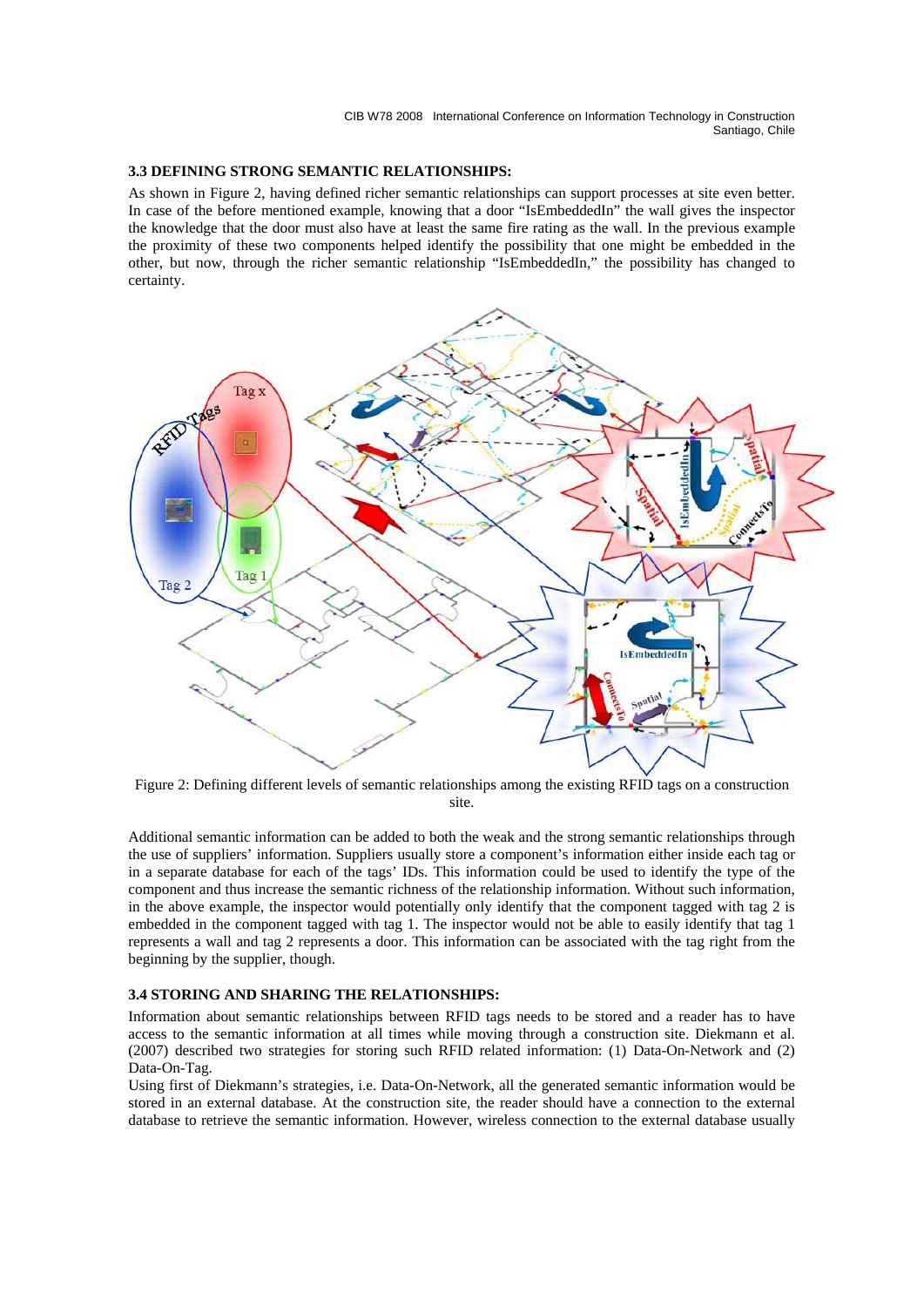### 3.3 DEFINING STRONG SEMANTIC RELATIONSHIPS:

As shown in Figure 2, having defined richer semantic relationships can support processes at site even better. In case of the before mentioned example, knowing that a door "IsEmbeddedIn" the wall gives the inspector the knowledge that the door must also have at least the same fire rating as the wall. In the previous example the proximity of these two components helped identify the possibility that one might be embedded in the other, but now, through the richer semantic relationship "IsEmbeddedIn," the possibility has changed to certainty.

Figure 2: Defining different levels of semantic relationships among the existing RFID tags on a construction site.

Additional semantic information can be added to both the weak and the strong semantic relationships through the use of suppliers' information. Suppliers usually store a component's information either inside each tag or in a separate database for each of the tags' IDs. This information could be used to identify the type of the component and thus increase the semantic richness of the relationship information. Without such information, in the above example, the inspector would potentially only identify that the component tagged with tag 2 is embedded in the component tagged with tag 1. The inspector would not be able to easily identify that tag 1 represents a wall and tag 2 represents a door. This information can be associated with the tag right from the beginning by the supplier, though.

### 3.4 STORING AND SHARING THE RELATIONSHIPS:

Information about semantic relationships between RFID tags needs to be stored and a reader has to have access to the semantic information at all times while moving through a construction site. Diekmann et al. (2007) described two strategies for storing such RFID related information: (1) Data-On-Network and (2) Data-On-Tag.

Using first of Diekmann's strategies, i.e. Data-On-Network, all the generated semantic information would be stored in an external database. At the construction site, the reader should have a connection to the external database to retrieve the semantic information. However, wireless connection to the external database usually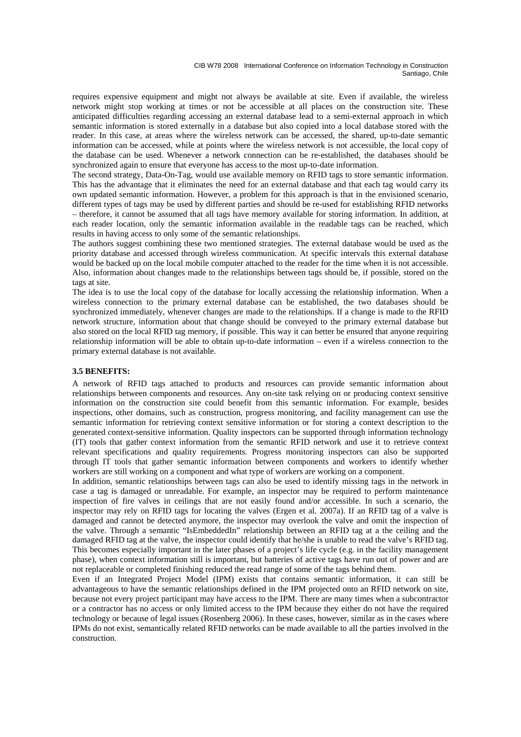requires expensive equipment and might not always be available at site. Even if available, the wireless network might stop working at times or not be accessible at all places on the construction site. These anticipated difficulties regarding accessing an external database lead to a semi-external approach in which semantic information is stored externally in a database but also copied into a local database stored with the reader. In this case, at areas where the wireless network can be accessed, the shared, up-to-date semantic information can be accessed, while at points where the wireless network is not accessible, the local copy of the database can be used. Whenever a network connection can be re-established, the databases should be synchronized again to ensure that everyone has access to the most up-to-date information.

The second strategy, Data-On-Tag, would use available memory on RFID tags to store semantic information. This has the advantage that it eliminates the need for an external database and that each tag would carry its own updated semantic information. However, a problem for this approach is that in the envisioned scenario, different types of tags may be used by different parties and should be re-used for establishing RFID networks – therefore, it cannot be assumed that all tags have memory available for storing information. In addition, at each reader location, only the semantic information available in the readable tags can be reached, which results in having access to only some of the semantic relationships.

The authors suggest combining these two mentioned strategies. The external database would be used as the priority database and accessed through wireless communication. At specific intervals this external database would be backed up on the local mobile computer attached to the reader for the time when it is not accessible. Also, information about changes made to the relationships between tags should be, if possible, stored on the tags at site.

The idea is to use the local copy of the database for locally accessing the relationship information. When a wireless connection to the primary external database can be established, the two databases should be synchronized immediately, whenever changes are made to the relationships. If a change is made to the RFID network structure, information about that change should be conveyed to the primary external database but also stored on the local RFID tag memory, if possible. This way it can better be ensured that anyone requiring relationship information will be able to obtain up-to-date information – even if a wireless connection to the primary external database is not available.

### 3.5 BENEFITS:

A network of RFID tags attached to products and resources can provide semantic information about relationships between components and resources. Any on-site task relying on or producing context sensitive information on the construction site could benefit from this semantic information. For example, besides inspections, other domains, such as construction, progress monitoring, and facility management can use the semantic information for retrieving context sensitive information or for storing a context description to the generated context-sensitive information. Quality inspectors can be supported through information technology (IT) tools that gather context information from the semantic RFID network and use it to retrieve context relevant specifications and quality requirements. Progress monitoring inspectors can also be supported through IT tools that gather semantic information between components and workers to identify whether workers are still working on a component and what type of workers are working on a component.

In addition, semantic relationships between tags can also be used to identify missing tags in the network in case a tag is damaged or unreadable. For example, an inspector may be required to perform maintenance inspection of fire valves in ceilings that are not easily found and/or accessible. In such a scenario, the inspector may rely on RFID tags for locating the valves (Ergen et al. 2007a). If an RFID tag of a valve is damaged and cannot be detected anymore, the inspector may overlook the valve and omit the inspection of the valve. Through a semantic "IsEmbeddedIn" relationship between an RFID tag at a the ceiling and the damaged RFID tag at the valve, the inspector could identify that he/she is unable to read the valve's RFID tag. This becomes especially important in the later phases of a project's life cycle (e.g. in the facility management phase), when context information still is important, but batteries of active tags have run out of power and are not replaceable or completed finishing reduced the read range of some of the tags behind them.

Even if an Integrated Project Model (IPM) exists that contains semantic information, it can still be advantageous to have the semantic relationships defined in the IPM projected onto an RFID network on site, because not every project participant may have access to the IPM. There are many times when a subcontractor or a contractor has no access or only limited access to the IPM because they either do not have the required technology or because of legal issues (Rosenberg 2006). In these cases, however, similar as in the cases where IPMs do not exist, semantically related RFID networks can be made available to all the parties involved in the construction.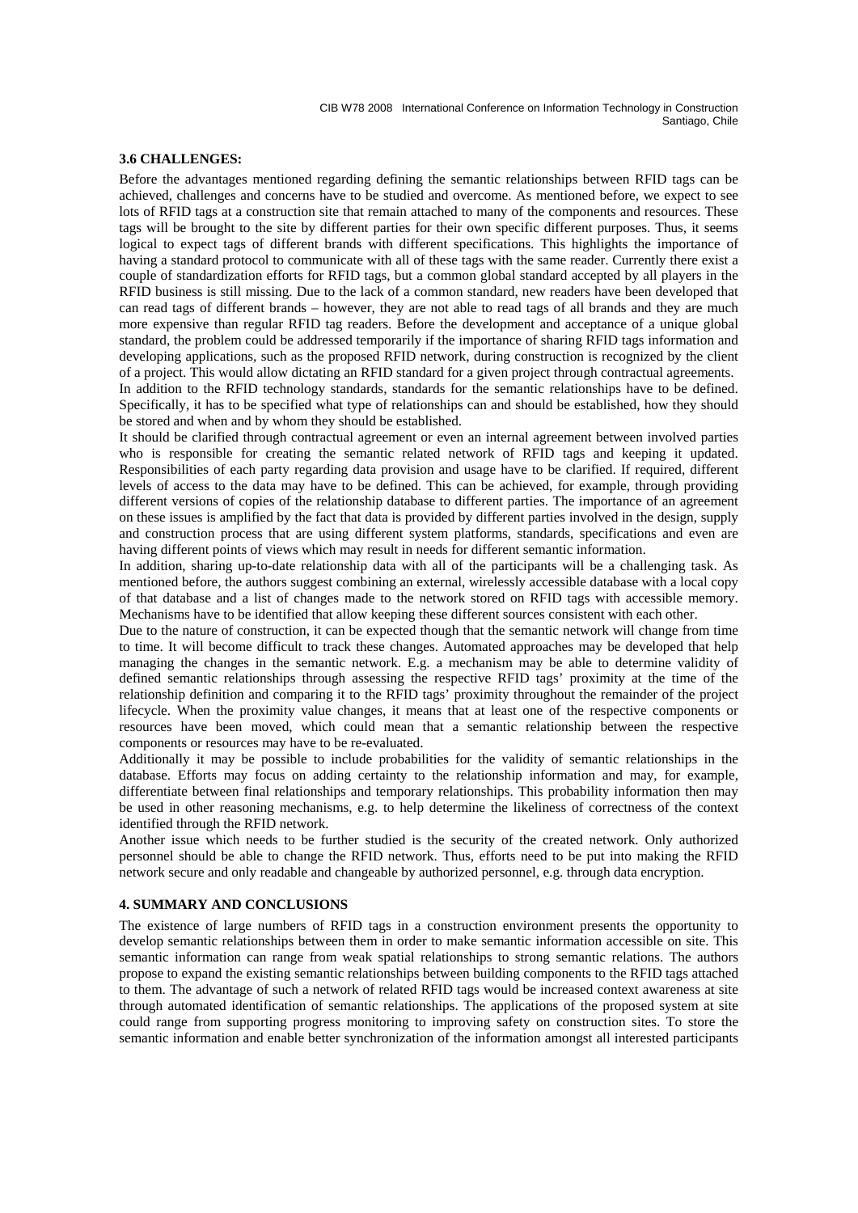### 3.6 CHALLENGES:

Before the advantages mentioned regarding defining the semantic relationships between RFID tags can be achieved, challenges and concerns have to be studied and overcome. As mentioned before, we expect to see lots of RFID tags at a construction site that remain attached to many of the components and resources. These tags will be brought to the site by different parties for their own specific different purposes. Thus, it seems logical to expect tags of different brands with different specifications. This highlights the importance of having a standard protocol to communicate with all of these tags with the same reader. Currently there exist a couple of standardization efforts for RFID tags, but a common global standard accepted by all players in the RFID business is still missing. Due to the lack of a common standard, new readers have been developed that can read tags of different brands – however, they are not able to read tags of all brands and they are much more expensive than regular RFID tag readers. Before the development and acceptance of a unique global standard, the problem could be addressed temporarily if the importance of sharing RFID tags information and developing applications, such as the proposed RFID network, during construction is recognized by the client of a project. This would allow dictating an RFID standard for a given project through contractual agreements.

In addition to the RFID technology standards, standards for the semantic relationships have to be defined. Specifically, it has to be specified what type of relationships can and should be established, how they should be stored and when and by whom they should be established.

It should be clarified through contractual agreement or even an internal agreement between involved parties who is responsible for creating the semantic related network of RFID tags and keeping it updated. Responsibilities of each party regarding data provision and usage have to be clarified. If required, different levels of access to the data may have to be defined. This can be achieved, for example, through providing different versions of copies of the relationship database to different parties. The importance of an agreement on these issues is amplified by the fact that data is provided by different parties involved in the design, supply and construction process that are using different system platforms, standards, specifications and even are having different points of views which may result in needs for different semantic information.

In addition, sharing up-to-date relationship data with all of the participants will be a challenging task. As mentioned before, the authors suggest combining an external, wirelessly accessible database with a local copy of that database and a list of changes made to the network stored on RFID tags with accessible memory. Mechanisms have to be identified that allow keeping these different sources consistent with each other.

Due to the nature of construction, it can be expected though that the semantic network will change from time to time. It will become difficult to track these changes. Automated approaches may be developed that help managing the changes in the semantic network. E.g. a mechanism may be able to determine validity of defined semantic relationships through assessing the respective RFID tags' proximity at the time of the relationship definition and comparing it to the RFID tags' proximity throughout the remainder of the project lifecycle. When the proximity value changes, it means that at least one of the respective components or resources have been moved, which could mean that a semantic relationship between the respective components or resources may have to be re-evaluated.

Additionally it may be possible to include probabilities for the validity of semantic relationships in the database. Efforts may focus on adding certainty to the relationship information and may, for example, differentiate between final relationships and temporary relationships. This probability information then may be used in other reasoning mechanisms, e.g. to help determine the likeliness of correctness of the context identified through the RFID network.

Another issue which needs to be further studied is the security of the created network. Only authorized personnel should be able to change the RFID network. Thus, efforts need to be put into making the RFID network secure and only readable and changeable by authorized personnel, e.g. through data encryption.

## 4. SUMMARY AND CONCLUSIONS

The existence of large numbers of RFID tags in a construction environment presents the opportunity to develop semantic relationships between them in order to make semantic information accessible on site. This semantic information can range from weak spatial relationships to strong semantic relations. The authors propose to expand the existing semantic relationships between building components to the RFID tags attached to them. The advantage of such a network of related RFID tags would be increased context awareness at site through automated identification of semantic relationships. The applications of the proposed system at site could range from supporting progress monitoring to improving safety on construction sites. To store the semantic information and enable better synchronization of the information amongst all interested participants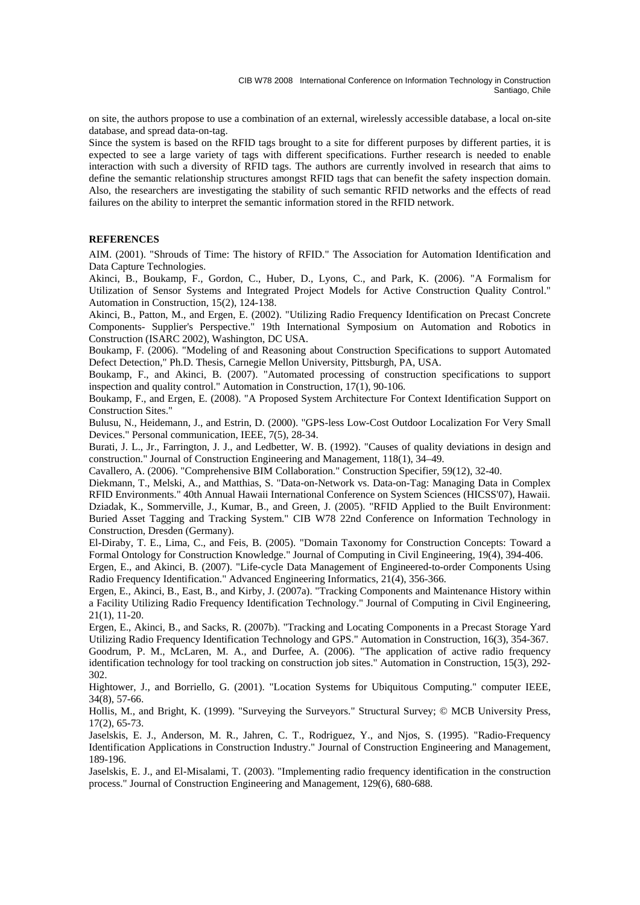on site, the authors propose to use a combination of an external, wirelessly accessible database, a local on-site database, and spread data-on-tag.

Since the system is based on the RFID tags brought to a site for different purposes by different parties, it is expected to see a large variety of tags with different specifications. Further research is needed to enable interaction with such a diversity of RFID tags. The authors are currently involved in research that aims to define the semantic relationship structures amongst RFID tags that can benefit the safety inspection domain. Also, the researchers are investigating the stability of such semantic RFID networks and the effects of read failures on the ability to interpret the semantic information stored in the RFID network.

## REFERENCES

AIM. (2001). "Shrouds of Time: The history of RFID." The Association for Automation Identification and Data Capture Technologies.

Akinci, B., Boukamp, F., Gordon, C., Huber, D., Lyons, C., and Park, K. (2006). "A Formalism for Utilization of Sensor Systems and Integrated Project Models for Active Construction Quality Control." Automation in Construction, 15(2), 124-138.

Akinci, B., Patton, M., and Ergen, E. (2002). "Utilizing Radio Frequency Identification on Precast Concrete Components- Supplier's Perspective." 19th International Symposium on Automation and Robotics in Construction (ISARC 2002), Washington, DC USA.

Boukamp, F. (2006). "Modeling of and Reasoning about Construction Specifications to support Automated Defect Detection," Ph.D. Thesis, Carnegie Mellon University, Pittsburgh, PA, USA.

Boukamp, F., and Akinci, B. (2007). "Automated processing of construction specifications to support inspection and quality control." Automation in Construction, 17(1), 90-106.

Boukamp, F., and Ergen, E. (2008). "A Proposed System Architecture For Context Identification Support on Construction Sites."

Bulusu, N., Heidemann, J., and Estrin, D. (2000). "GPS-less Low-Cost Outdoor Localization For Very Small Devices." Personal communication, IEEE, 7(5), 28-34.

Burati, J. L., Jr., Farrington, J. J., and Ledbetter, W. B. (1992). "Causes of quality deviations in design and construction." Journal of Construction Engineering and Management, 118(1), 34–49.

Cavallero, A. (2006). "Comprehensive BIM Collaboration." Construction Specifier, 59(12), 32-40.

Diekmann, T., Melski, A., and Matthias, S. "Data-on-Network vs. Data-on-Tag: Managing Data in Complex RFID Environments." 40th Annual Hawaii International Conference on System Sciences (HICSS'07), Hawaii.

Dziadak, K., Sommerville, J., Kumar, B., and Green, J. (2005). "RFID Applied to the Built Environment: Buried Asset Tagging and Tracking System." CIB W78 22nd Conference on Information Technology in Construction, Dresden (Germany).

El-Diraby, T. E., Lima, C., and Feis, B. (2005). "Domain Taxonomy for Construction Concepts: Toward a Formal Ontology for Construction Knowledge." Journal of Computing in Civil Engineering, 19(4), 394-406.

Ergen, E., and Akinci, B. (2007). "Life-cycle Data Management of Engineered-to-order Components Using Radio Frequency Identification." Advanced Engineering Informatics, 21(4), 356-366.

Ergen, E., Akinci, B., East, B., and Kirby, J. (2007a). "Tracking Components and Maintenance History within a Facility Utilizing Radio Frequency Identification Technology." Journal of Computing in Civil Engineering, 21(1), 11-20.

Ergen, E., Akinci, B., and Sacks, R. (2007b). "Tracking and Locating Components in a Precast Storage Yard Utilizing Radio Frequency Identification Technology and GPS." Automation in Construction, 16(3), 354-367.

Goodrum, P. M., McLaren, M. A., and Durfee, A. (2006). "The application of active radio frequency identification technology for tool tracking on construction job sites." Automation in Construction, 15(3), 292-302.

Hightower, J., and Borriello, G. (2001). "Location Systems for Ubiquitous Computing." computer IEEE, 34(8), 57-66.

Hollis, M., and Bright, K. (1999). "Surveying the Surveyors." Structural Survey; © MCB University Press, 17(2), 65-73.

Jaselskis, E. J., Anderson, M. R., Jahren, C. T., Rodriguez, Y., and Njos, S. (1995). "Radio-Frequency Identification Applications in Construction Industry." Journal of Construction Engineering and Management, 189-196.

Jaselskis, E. J., and El-Misalami, T. (2003). "Implementing radio frequency identification in the construction process." Journal of Construction Engineering and Management, 129(6), 680-688.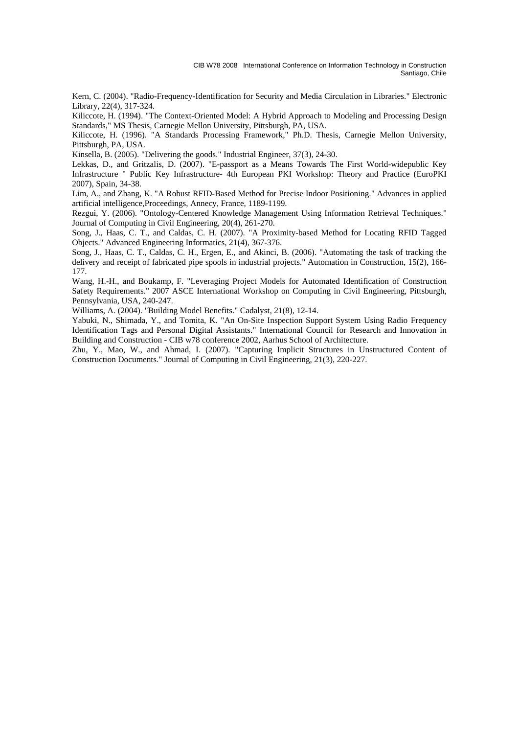Kern, C. (2004). "Radio-Frequency-Identification for Security and Media Circulation in Libraries." Electronic Library, 22(4), 317-324.

Kiliccote, H. (1994). "The Context-Oriented Model: A Hybrid Approach to Modeling and Processing Design Standards," MS Thesis, Carnegie Mellon University, Pittsburgh, PA, USA.

Kiliccote, H. (1996). "A Standards Processing Framework," Ph.D. Thesis, Carnegie Mellon University, Pittsburgh, PA, USA.

Kinsella, B. (2005). "Delivering the goods." Industrial Engineer, 37(3), 24-30.

Lekkas, D., and Gritzalis, D. (2007). "E-passport as a Means Towards The First World-widepublic Key Infrastructure " Public Key Infrastructure- 4th European PKI Workshop: Theory and Practice (EuroPKI 2007), Spain, 34-38.

Lim, A., and Zhang, K. "A Robust RFID-Based Method for Precise Indoor Positioning." Advances in applied artificial intelligence,Proceedings, Annecy, France, 1189-1199.

Rezgui, Y. (2006). "Ontology-Centered Knowledge Management Using Information Retrieval Techniques." Journal of Computing in Civil Engineering, 20(4), 261-270.

Song, J., Haas, C. T., and Caldas, C. H. (2007). "A Proximity-based Method for Locating RFID Tagged Objects." Advanced Engineering Informatics, 21(4), 367-376.

Song, J., Haas, C. T., Caldas, C. H., Ergen, E., and Akinci, B. (2006). "Automating the task of tracking the delivery and receipt of fabricated pipe spools in industrial projects." Automation in Construction, 15(2), 166-177.

Wang, H.-H., and Boukamp, F. "Leveraging Project Models for Automated Identification of Construction Safety Requirements." 2007 ASCE International Workshop on Computing in Civil Engineering, Pittsburgh, Pennsylvania, USA, 240-247.

Williams, A. (2004). "Building Model Benefits." Cadalyst, 21(8), 12-14.

Yabuki, N., Shimada, Y., and Tomita, K. "An On-Site Inspection Support System Using Radio Frequency Identification Tags and Personal Digital Assistants." International Council for Research and Innovation in Building and Construction - CIB w78 conference 2002, Aarhus School of Architecture.

Zhu, Y., Mao, W., and Ahmad, I. (2007). "Capturing Implicit Structures in Unstructured Content of Construction Documents." Journal of Computing in Civil Engineering, 21(3), 220-227.